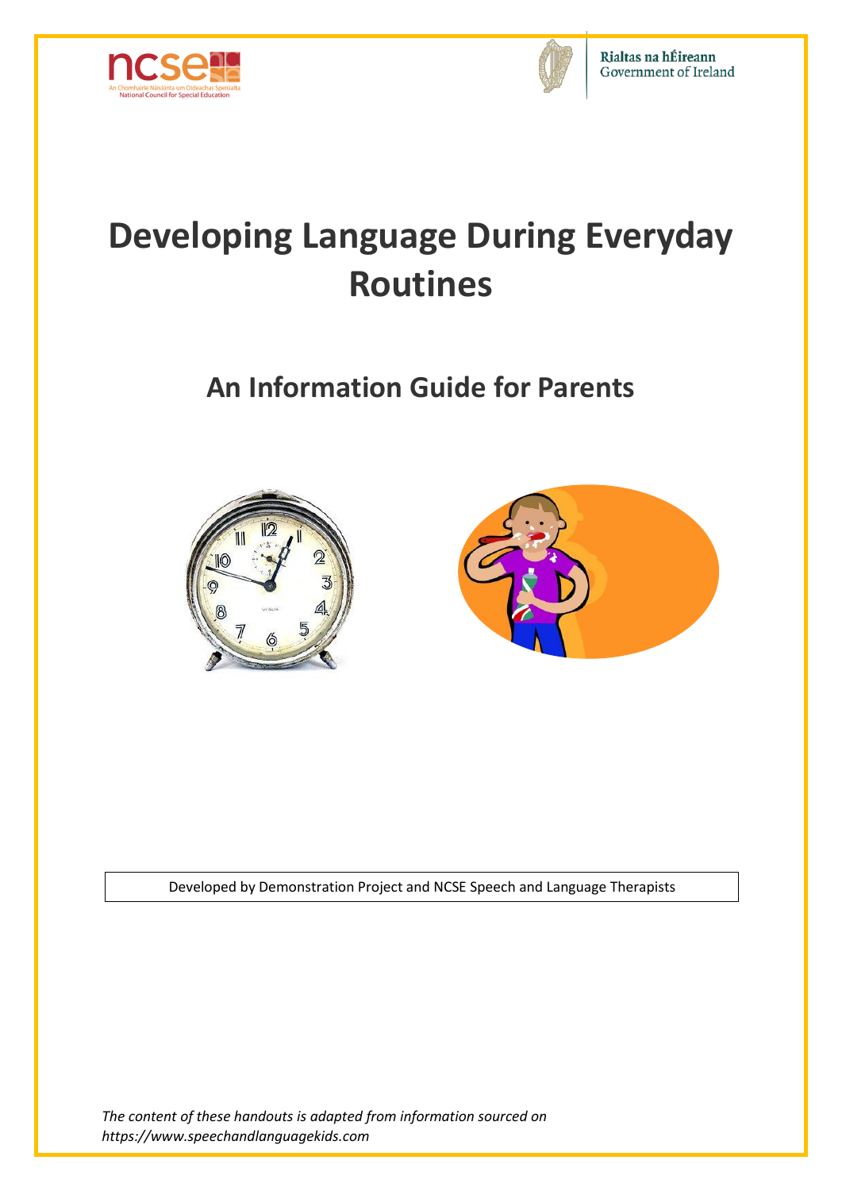# Developing Language During Everyday Routines

## An Information Guide for Parents

Developed by Demonstration Project and NCSE Speech and Language Therapists

*The content of these handouts is adapted from information sourced on https://www.speechandlanguagekids.com*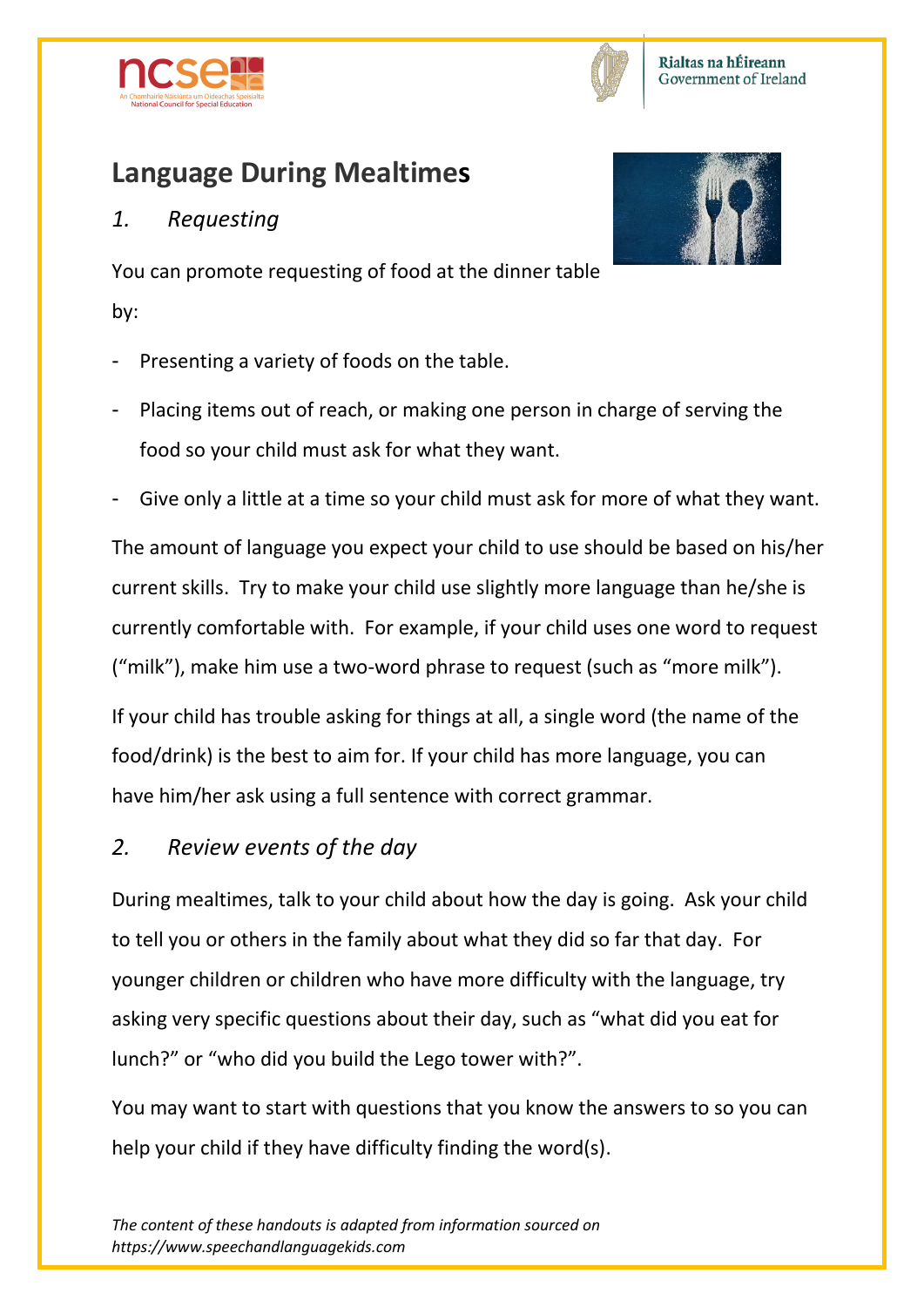# Language During Mealtimes

## *1. Requesting*

You can promote requesting of food at the dinner table by:

- Presenting a variety of foods on the table.
- Placing items out of reach, or making one person in charge of serving the food so your child must ask for what they want.
- Give only a little at a time so your child must ask for more of what they want.

The amount of language you expect your child to use should be based on his/her current skills. Try to make your child use slightly more language than he/she is currently comfortable with. For example, if your child uses one word to request ("milk"), make him use a two-word phrase to request (such as "more milk").

If your child has trouble asking for things at all, a single word (the name of the food/drink) is the best to aim for. If your child has more language, you can have him/her ask using a full sentence with correct grammar.

## *2. Review events of the day*

During mealtimes, talk to your child about how the day is going. Ask your child to tell you or others in the family about what they did so far that day. For younger children or children who have more difficulty with the language, try asking very specific questions about their day, such as "what did you eat for lunch?" or "who did you build the Lego tower with?".

You may want to start with questions that you know the answers to so you can help your child if they have difficulty finding the word(s).

*The content of these handouts is adapted from information sourced on https://www.speechandlanguagekids.com*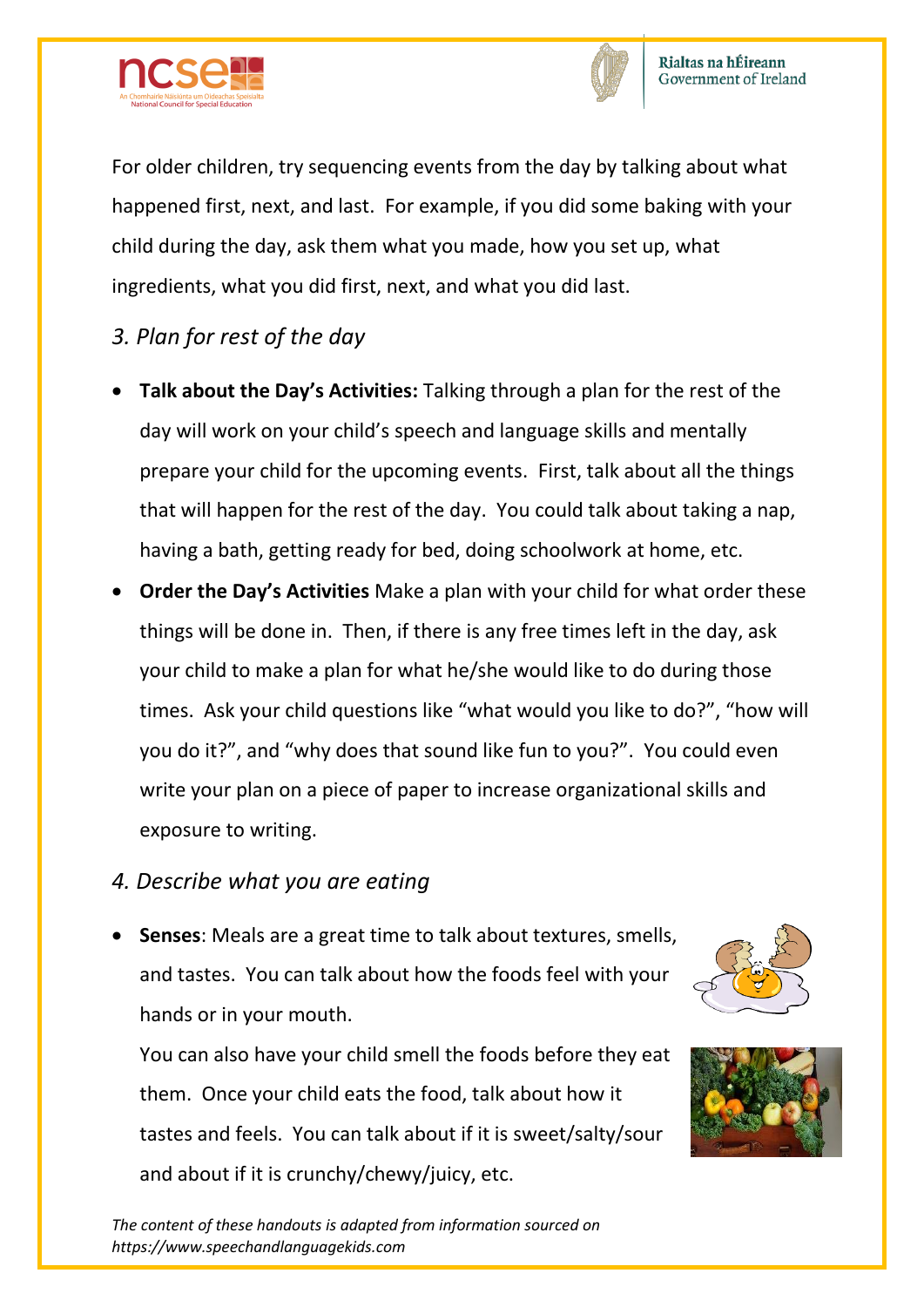For older children, try sequencing events from the day by talking about what happened first, next, and last. For example, if you did some baking with your child during the day, ask them what you made, how you set up, what ingredients, what you did first, next, and what you did last.

*3. Plan for rest of the day*

- **Talk about the Day's Activities:** Talking through a plan for the rest of the day will work on your child's speech and language skills and mentally prepare your child for the upcoming events. First, talk about all the things that will happen for the rest of the day. You could talk about taking a nap, having a bath, getting ready for bed, doing schoolwork at home, etc.
- **Order the Day's Activities** Make a plan with your child for what order these things will be done in. Then, if there is any free times left in the day, ask your child to make a plan for what he/she would like to do during those times. Ask your child questions like "what would you like to do?", "how will you do it?", and "why does that sound like fun to you?". You could even write your plan on a piece of paper to increase organizational skills and exposure to writing.

*4. Describe what you are eating*

- **Senses**: Meals are a great time to talk about textures, smells, and tastes. You can talk about how the foods feel with your hands or in your mouth.

  You can also have your child smell the foods before they eat them. Once your child eats the food, talk about how it tastes and feels. You can talk about if it is sweet/salty/sour and about if it is crunchy/chewy/juicy, etc.

*The content of these handouts is adapted from information sourced on https://www.speechandlanguagekids.com*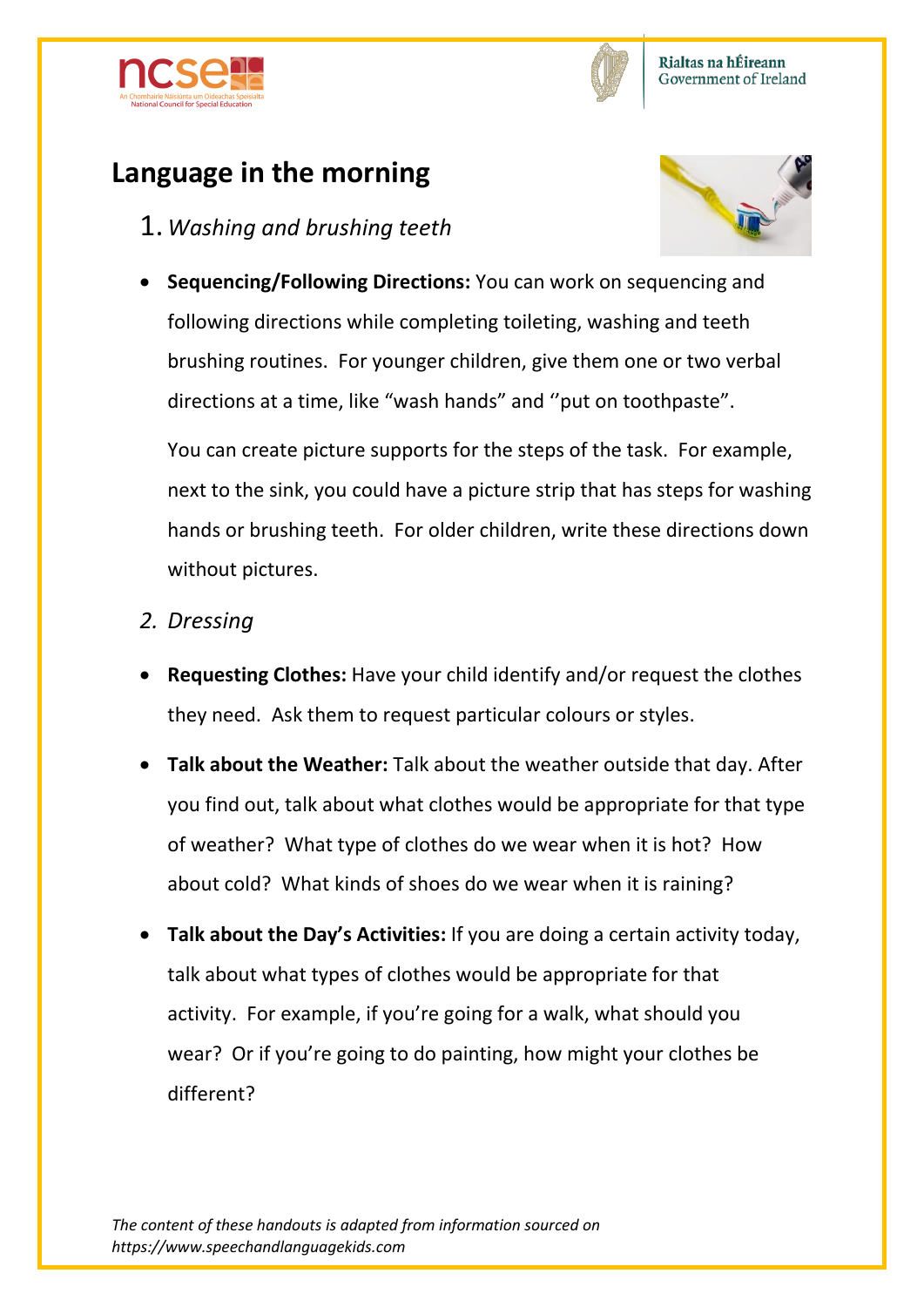# Language in the morning

1. *Washing and brushing teeth*

- **Sequencing/Following Directions:** You can work on sequencing and following directions while completing toileting, washing and teeth brushing routines. For younger children, give them one or two verbal directions at a time, like "wash hands" and ''put on toothpaste".

  You can create picture supports for the steps of the task. For example, next to the sink, you could have a picture strip that has steps for washing hands or brushing teeth. For older children, write these directions down without pictures.

2. *Dressing*

- **Requesting Clothes:** Have your child identify and/or request the clothes they need. Ask them to request particular colours or styles.
- **Talk about the Weather:** Talk about the weather outside that day. After you find out, talk about what clothes would be appropriate for that type of weather? What type of clothes do we wear when it is hot? How about cold? What kinds of shoes do we wear when it is raining?
- **Talk about the Day's Activities:** If you are doing a certain activity today, talk about what types of clothes would be appropriate for that activity. For example, if you're going for a walk, what should you wear? Or if you're going to do painting, how might your clothes be different?

*The content of these handouts is adapted from information sourced on https://www.speechandlanguagekids.com*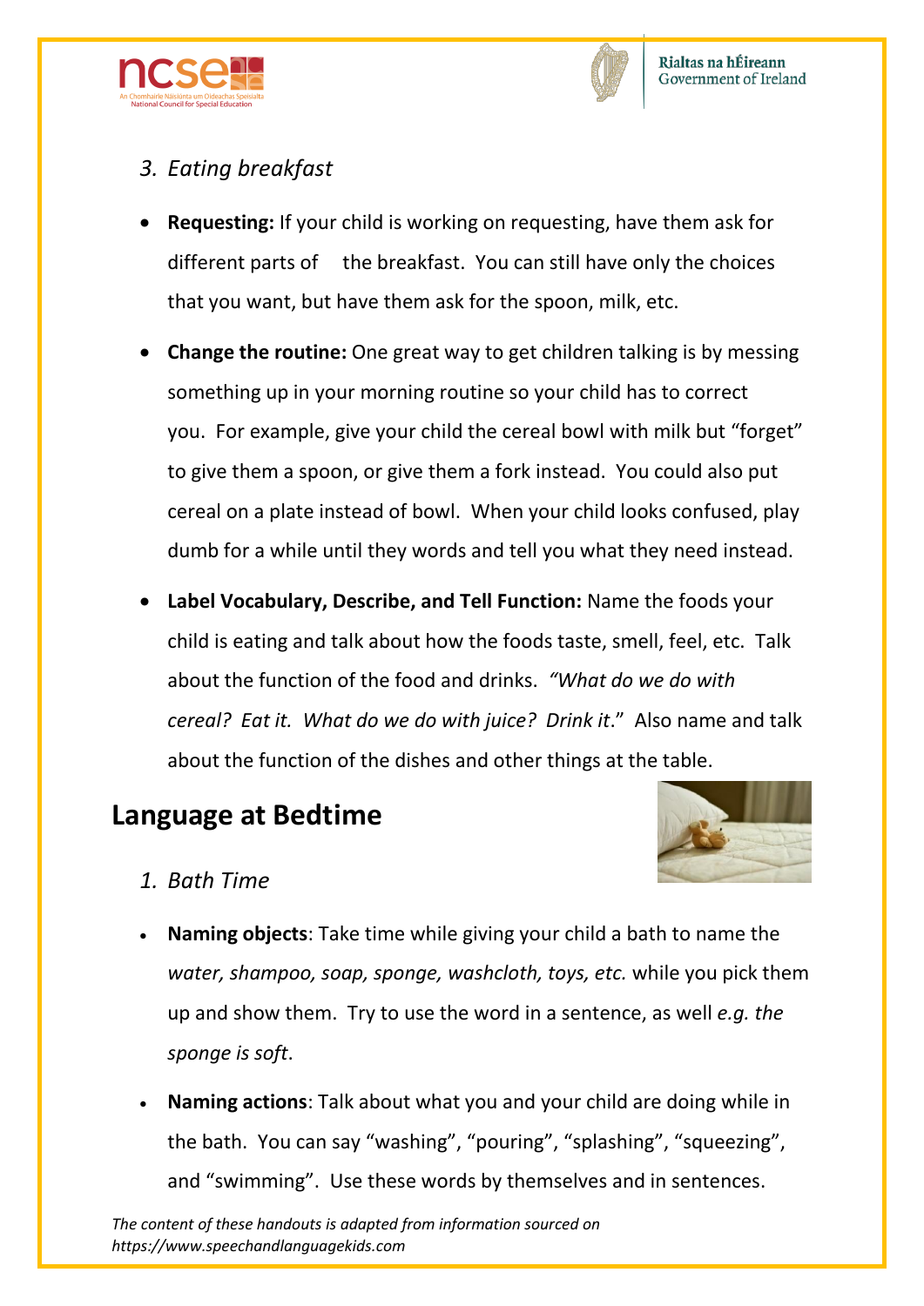*3. Eating breakfast*

- **Requesting:** If your child is working on requesting, have them ask for different parts of the breakfast. You can still have only the choices that you want, but have them ask for the spoon, milk, etc.
- **Change the routine:** One great way to get children talking is by messing something up in your morning routine so your child has to correct you. For example, give your child the cereal bowl with milk but "forget" to give them a spoon, or give them a fork instead. You could also put cereal on a plate instead of bowl. When your child looks confused, play dumb for a while until they words and tell you what they need instead.
- **Label Vocabulary, Describe, and Tell Function:** Name the foods your child is eating and talk about how the foods taste, smell, feel, etc. Talk about the function of the food and drinks. *"What do we do with cereal? Eat it. What do we do with juice? Drink it*." Also name and talk about the function of the dishes and other things at the table.

## Language at Bedtime

*1. Bath Time*

- **Naming objects**: Take time while giving your child a bath to name the *water, shampoo, soap, sponge, washcloth, toys, etc.* while you pick them up and show them. Try to use the word in a sentence, as well *e.g. the sponge is soft*.
- **Naming actions**: Talk about what you and your child are doing while in the bath. You can say "washing", "pouring", "splashing", "squeezing", and "swimming". Use these words by themselves and in sentences.

*The content of these handouts is adapted from information sourced on https://www.speechandlanguagekids.com*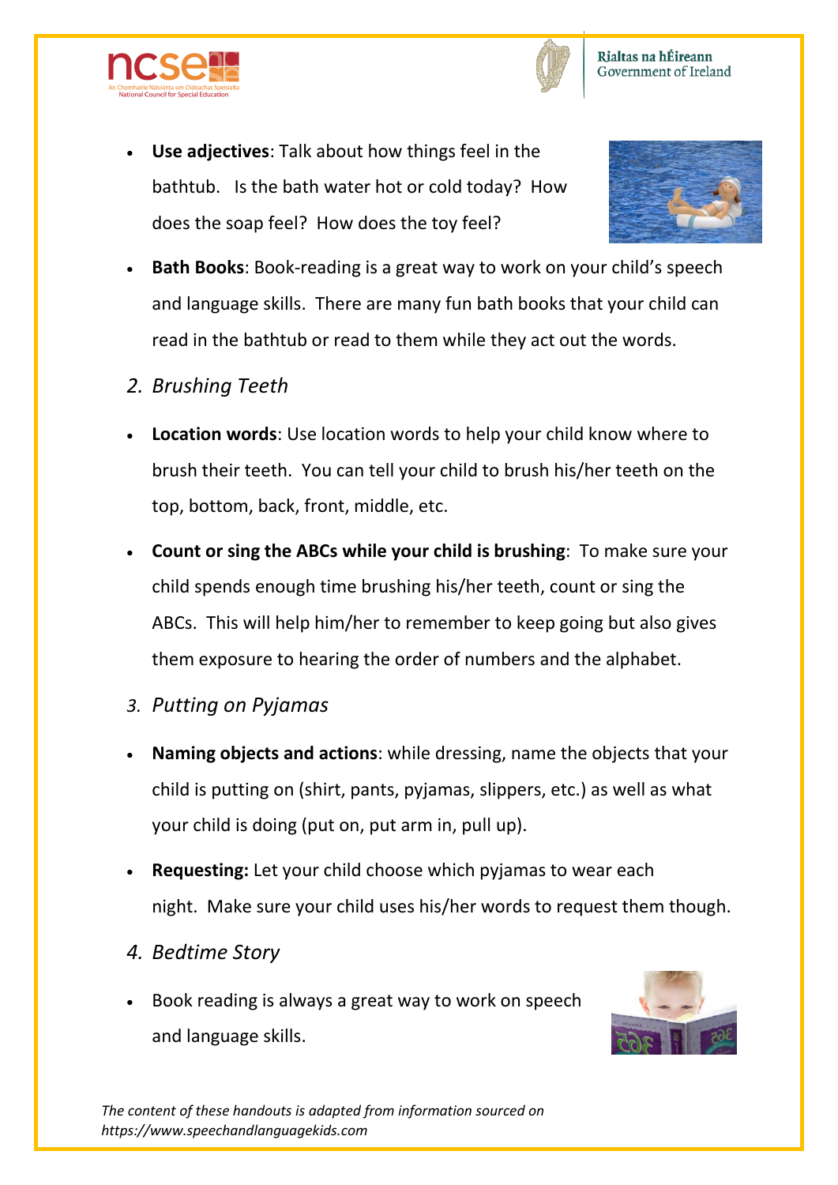- **Use adjectives**: Talk about how things feel in the bathtub. Is the bath water hot or cold today? How does the soap feel? How does the toy feel?
- **Bath Books**: Book-reading is a great way to work on your child's speech and language skills. There are many fun bath books that your child can read in the bathtub or read to them while they act out the words.

### 2. *Brushing Teeth*

- **Location words**: Use location words to help your child know where to brush their teeth. You can tell your child to brush his/her teeth on the top, bottom, back, front, middle, etc.
- **Count or sing the ABCs while your child is brushing**: To make sure your child spends enough time brushing his/her teeth, count or sing the ABCs. This will help him/her to remember to keep going but also gives them exposure to hearing the order of numbers and the alphabet.

### 3. *Putting on Pyjamas*

- **Naming objects and actions**: while dressing, name the objects that your child is putting on (shirt, pants, pyjamas, slippers, etc.) as well as what your child is doing (put on, put arm in, pull up).
- **Requesting:** Let your child choose which pyjamas to wear each night. Make sure your child uses his/her words to request them though.

### 4. *Bedtime Story*

- Book reading is always a great way to work on speech and language skills.

*The content of these handouts is adapted from information sourced on https://www.speechandlanguagekids.com*